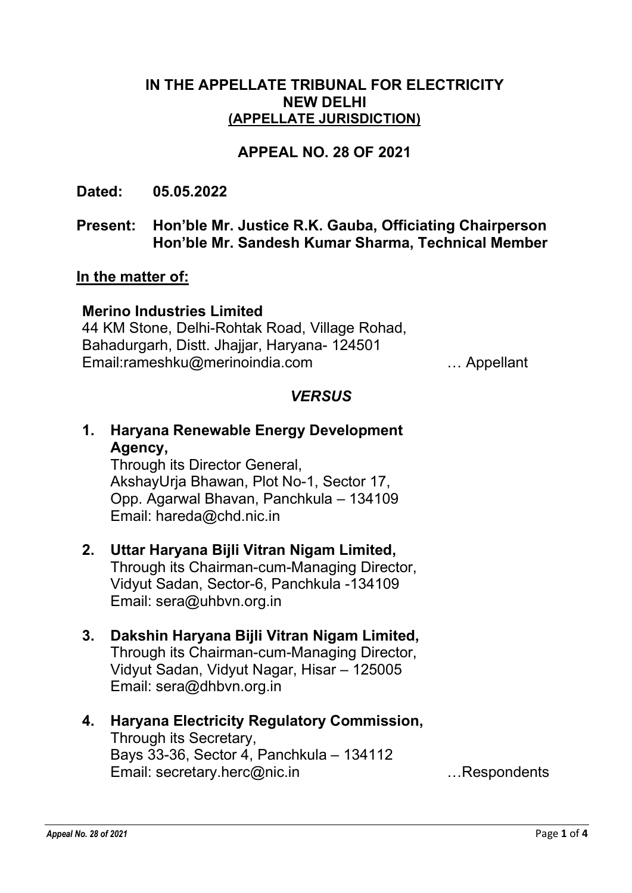## IN THE APPELLATE TRIBUNAL FOR ELECTRICITY
## NEW DELHI
## (APPELLATE JURISDICTION)

## APPEAL NO. 28 OF 2021

**Dated: 05.05.2022**

**Present: Hon'ble Mr. Justice R.K. Gauba, Officiating Chairperson**
**Hon'ble Mr. Sandesh Kumar Sharma, Technical Member**

**In the matter of:**

**Merino Industries Limited**
44 KM Stone, Delhi-Rohtak Road, Village Rohad,
Bahadurgarh, Distt. Jhajjar, Haryana- 124501
Email:rameshku@merinoindia.com … Appellant

***VERSUS***

1. **Haryana Renewable Energy Development Agency,**
   Through its Director General,
   AkshayUrja Bhawan, Plot No-1, Sector 17,
   Opp. Agarwal Bhavan, Panchkula – 134109
   Email: hareda@chd.nic.in

2. **Uttar Haryana Bijli Vitran Nigam Limited,**
   Through its Chairman-cum-Managing Director,
   Vidyut Sadan, Sector-6, Panchkula -134109
   Email: sera@uhbvn.org.in

3. **Dakshin Haryana Bijli Vitran Nigam Limited,**
   Through its Chairman-cum-Managing Director,
   Vidyut Sadan, Vidyut Nagar, Hisar – 125005
   Email: sera@dhbvn.org.in

4. **Haryana Electricity Regulatory Commission,**
   Through its Secretary,
   Bays 33-36, Sector 4, Panchkula – 134112
   Email: secretary.herc@nic.in …Respondents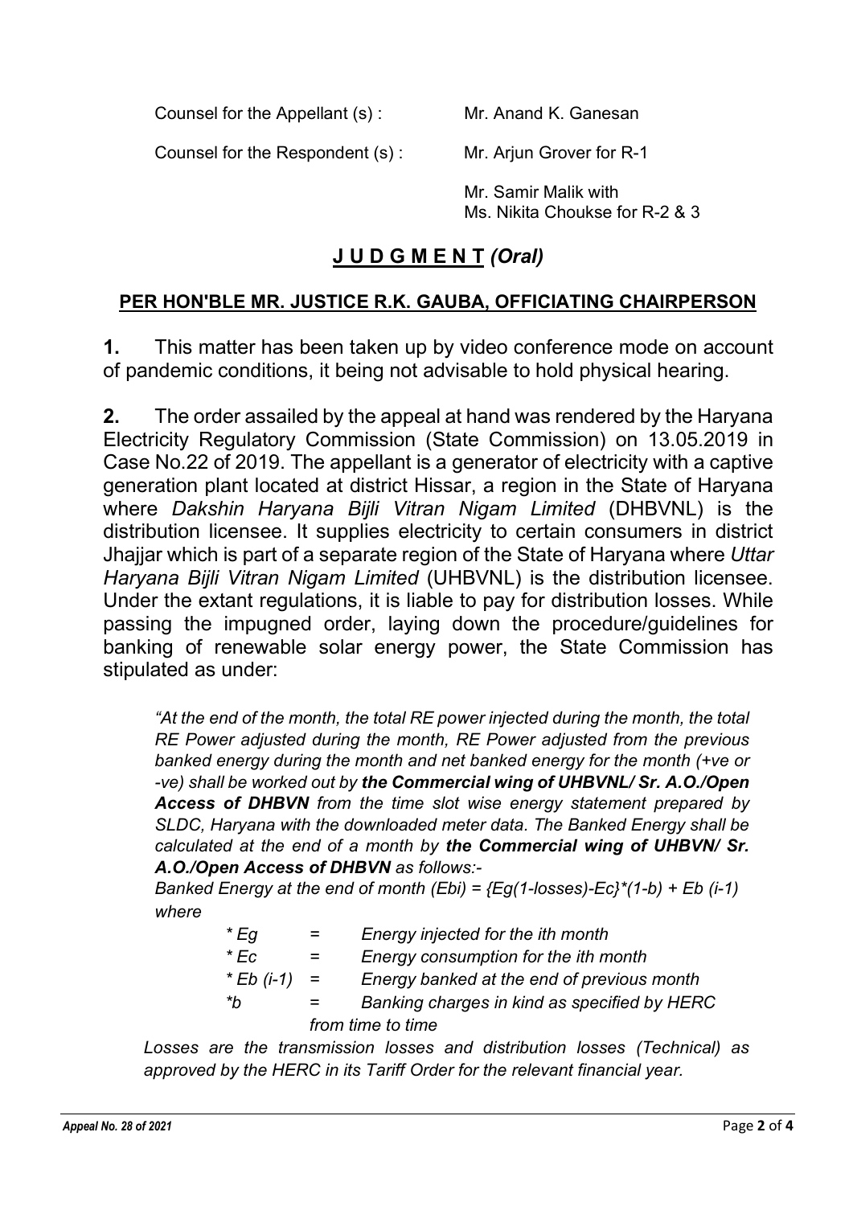Counsel for the Appellant (s) : Mr. Anand K. Ganesan

Counsel for the Respondent (s) : Mr. Arjun Grover for R-1

Mr. Samir Malik with
Ms. Nikita Choukse for R-2 & 3

## J U D G M E N T *(Oral)*

### PER HON'BLE MR. JUSTICE R.K. GAUBA, OFFICIATING CHAIRPERSON

**1.** This matter has been taken up by video conference mode on account of pandemic conditions, it being not advisable to hold physical hearing.

**2.** The order assailed by the appeal at hand was rendered by the Haryana Electricity Regulatory Commission (State Commission) on 13.05.2019 in Case No.22 of 2019. The appellant is a generator of electricity with a captive generation plant located at district Hissar, a region in the State of Haryana where *Dakshin Haryana Bijli Vitran Nigam Limited* (DHBVNL) is the distribution licensee. It supplies electricity to certain consumers in district Jhajjar which is part of a separate region of the State of Haryana where *Uttar Haryana Bijli Vitran Nigam Limited* (UHBVNL) is the distribution licensee. Under the extant regulations, it is liable to pay for distribution losses. While passing the impugned order, laying down the procedure/guidelines for banking of renewable solar energy power, the State Commission has stipulated as under:

> *"At the end of the month, the total RE power injected during the month, the total RE Power adjusted during the month, RE Power adjusted from the previous banked energy during the month and net banked energy for the month (+ve or -ve) shall be worked out by **the Commercial wing of UHBVNL/ Sr. A.O./Open Access of DHBVN** from the time slot wise energy statement prepared by SLDC, Haryana with the downloaded meter data. The Banked Energy shall be calculated at the end of a month by **the Commercial wing of UHBVN/ Sr. A.O./Open Access of DHBVN** as follows:-*
>
> *Banked Energy at the end of month (Ebi) = {Eg(1-losses)-Ec}\*(1-b) + Eb (i-1) where*
>
> | | | |
> |---|---|---|
> | *\* Eg* | *=* | *Energy injected for the ith month* |
> | *\* Ec* | *=* | *Energy consumption for the ith month* |
> | *\* Eb (i-1)* | *=* | *Energy banked at the end of previous month* |
> | *\*b* | *=* | *Banking charges in kind as specified by HERC from time to time* |
>
> *Losses are the transmission losses and distribution losses (Technical) as approved by the HERC in its Tariff Order for the relevant financial year.*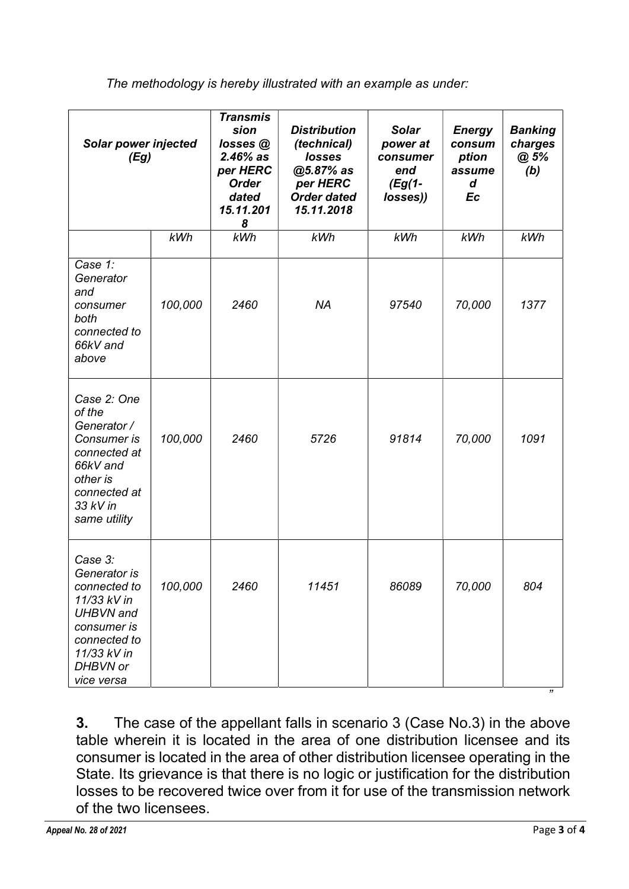*The methodology is hereby illustrated with an example as under:*

| *Solar power injected (Eg)* | | *Transmission losses @ 2.46% as per HERC Order dated 15.11.2018* | *Distribution (technical) losses @5.87% as per HERC Order dated 15.11.2018* | *Solar power at consumer end (Eg(1-losses))* | *Energy consumption assumed Ec* | *Banking charges @ 5% (b)* |
|---|---|---|---|---|---|---|
| | *kWh* | *kWh* | *kWh* | *kWh* | *kWh* | *kWh* |
| *Case 1: Generator and consumer both connected to 66kV and above* | *100,000* | *2460* | *NA* | *97540* | *70,000* | *1377* |
| *Case 2: One of the Generator / Consumer is connected at 66kV and other is connected at 33 kV in same utility* | *100,000* | *2460* | *5726* | *91814* | *70,000* | *1091* |
| *Case 3: Generator is connected to 11/33 kV in UHBVN and consumer is connected to 11/33 kV in DHBVN or vice versa* | *100,000* | *2460* | *11451* | *86089* | *70,000* | *804* |

*"*

**3.** The case of the appellant falls in scenario 3 (Case No.3) in the above table wherein it is located in the area of one distribution licensee and its consumer is located in the area of other distribution licensee operating in the State. Its grievance is that there is no logic or justification for the distribution losses to be recovered twice over from it for use of the transmission network of the two licensees.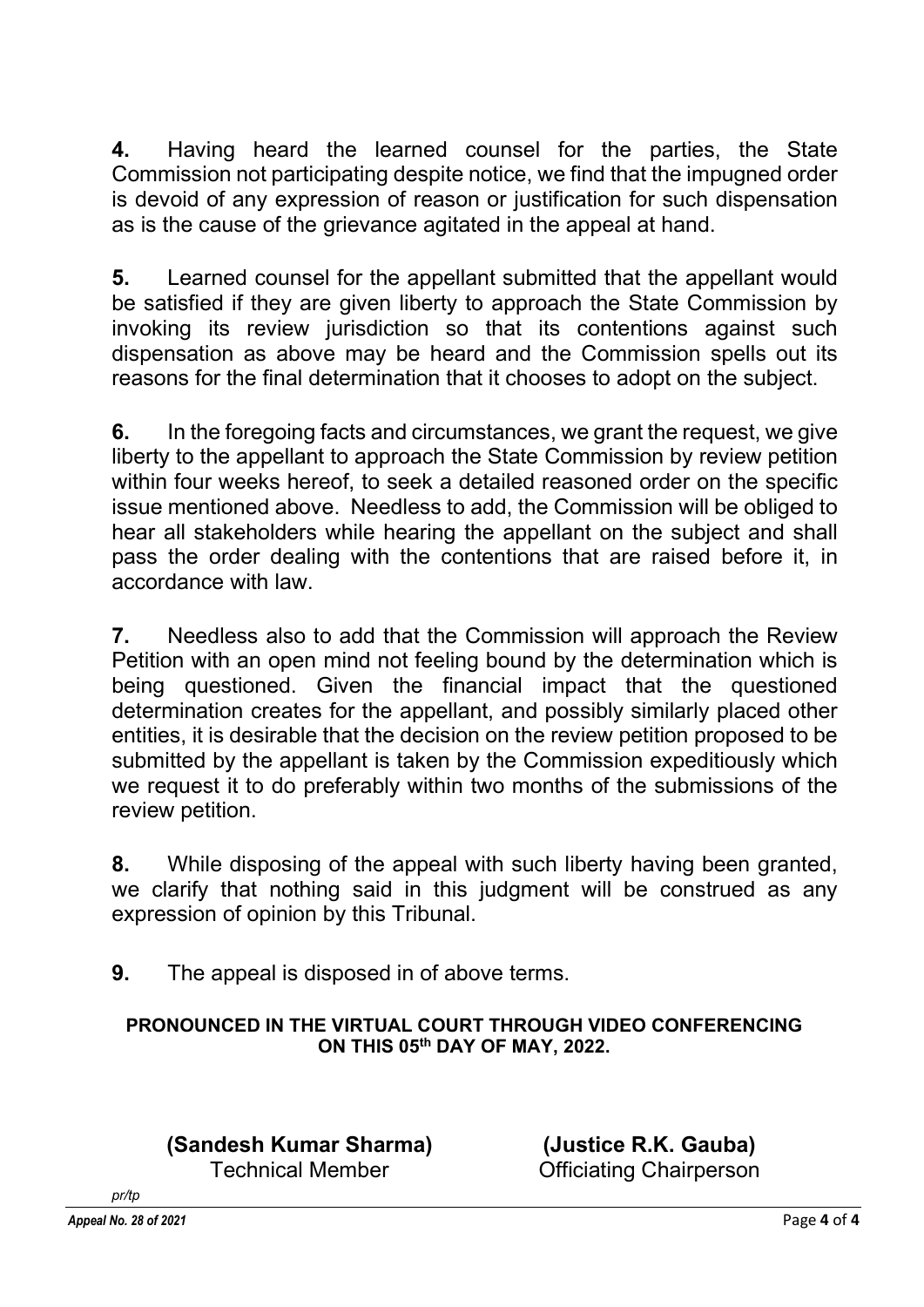**4.** Having heard the learned counsel for the parties, the State Commission not participating despite notice, we find that the impugned order is devoid of any expression of reason or justification for such dispensation as is the cause of the grievance agitated in the appeal at hand.

**5.** Learned counsel for the appellant submitted that the appellant would be satisfied if they are given liberty to approach the State Commission by invoking its review jurisdiction so that its contentions against such dispensation as above may be heard and the Commission spells out its reasons for the final determination that it chooses to adopt on the subject.

**6.** In the foregoing facts and circumstances, we grant the request, we give liberty to the appellant to approach the State Commission by review petition within four weeks hereof, to seek a detailed reasoned order on the specific issue mentioned above. Needless to add, the Commission will be obliged to hear all stakeholders while hearing the appellant on the subject and shall pass the order dealing with the contentions that are raised before it, in accordance with law.

**7.** Needless also to add that the Commission will approach the Review Petition with an open mind not feeling bound by the determination which is being questioned. Given the financial impact that the questioned determination creates for the appellant, and possibly similarly placed other entities, it is desirable that the decision on the review petition proposed to be submitted by the appellant is taken by the Commission expeditiously which we request it to do preferably within two months of the submissions of the review petition.

**8.** While disposing of the appeal with such liberty having been granted, we clarify that nothing said in this judgment will be construed as any expression of opinion by this Tribunal.

**9.** The appeal is disposed in of above terms.

**PRONOUNCED IN THE VIRTUAL COURT THROUGH VIDEO CONFERENCING ON THIS 05th DAY OF MAY, 2022.**

**(Sandesh Kumar Sharma)**
Technical Member

**(Justice R.K. Gauba)**
Officiating Chairperson

*pr/tp*